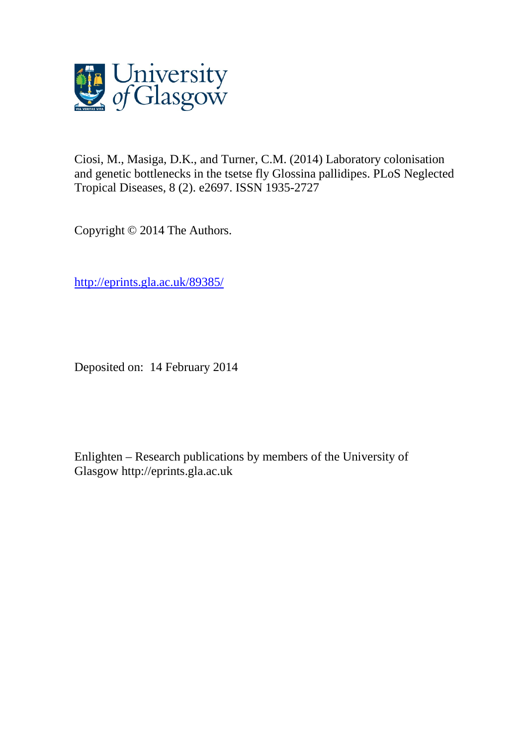University of Glasgow

Ciosi, M., Masiga, D.K., and Turner, C.M. (2014) Laboratory colonisation and genetic bottlenecks in the tsetse fly Glossina pallidipes. PLoS Neglected Tropical Diseases, 8 (2). e2697. ISSN 1935-2727

Copyright © 2014 The Authors.

http://eprints.gla.ac.uk/89385/

Deposited on: 14 February 2014

Enlighten – Research publications by members of the University of Glasgow http://eprints.gla.ac.uk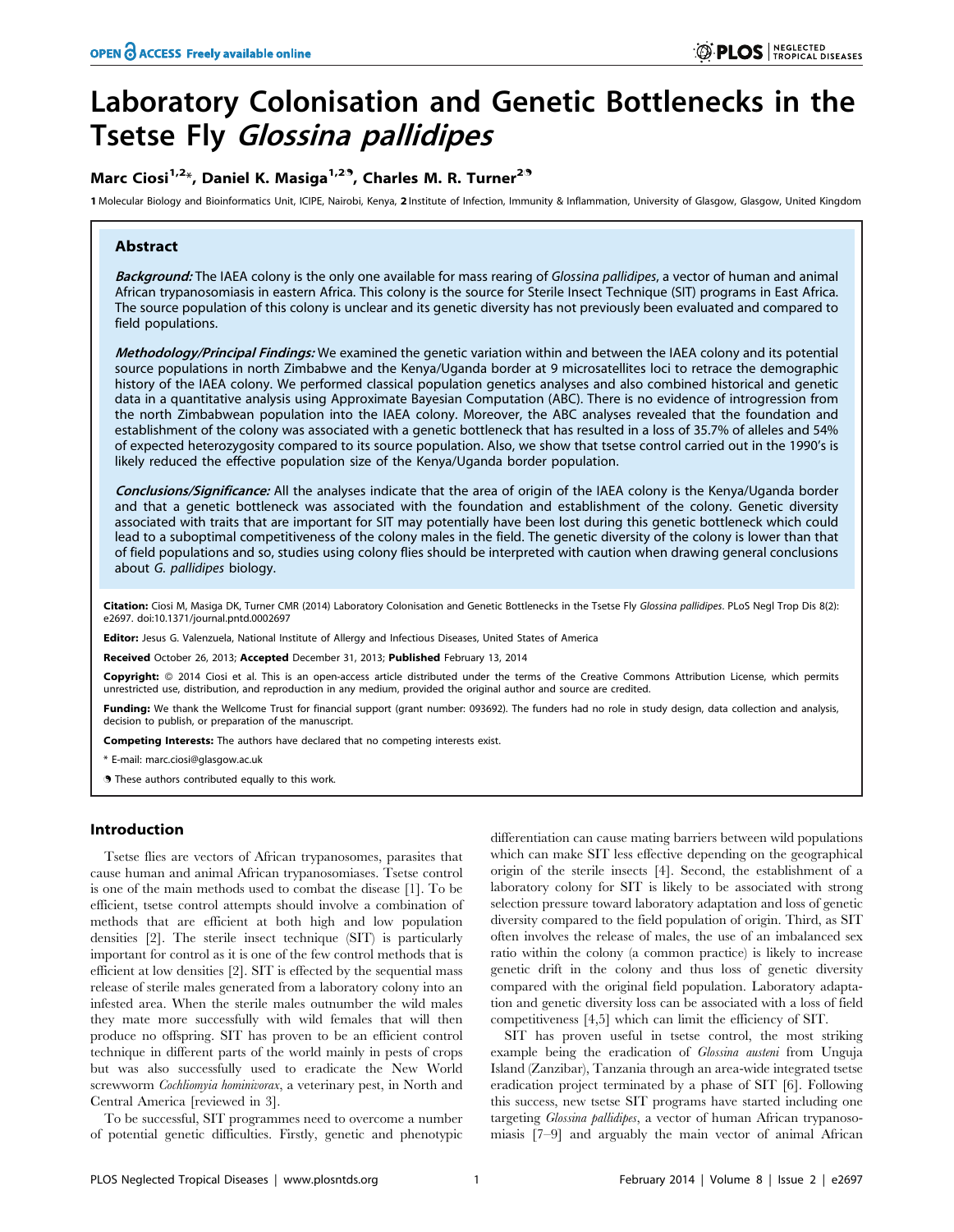# Laboratory Colonisation and Genetic Bottlenecks in the Tsetse Fly *Glossina pallidipes*

**Marc Ciosi[1,2]\*, Daniel K. Masiga[1,2], Charles M. R. Turner[2]**

1 Molecular Biology and Bioinformatics Unit, ICIPE, Nairobi, Kenya, 2 Institute of Infection, Immunity & Inflammation, University of Glasgow, Glasgow, United Kingdom

## Abstract

***Background:*** The IAEA colony is the only one available for mass rearing of *Glossina pallidipes*, a vector of human and animal African trypanosomiasis in eastern Africa. This colony is the source for Sterile Insect Technique (SIT) programs in East Africa. The source population of this colony is unclear and its genetic diversity has not previously been evaluated and compared to field populations.

***Methodology/Principal Findings:*** We examined the genetic variation within and between the IAEA colony and its potential source populations in north Zimbabwe and the Kenya/Uganda border at 9 microsatellites loci to retrace the demographic history of the IAEA colony. We performed classical population genetics analyses and also combined historical and genetic data in a quantitative analysis using Approximate Bayesian Computation (ABC). There is no evidence of introgression from the north Zimbabwean population into the IAEA colony. Moreover, the ABC analyses revealed that the foundation and establishment of the colony was associated with a genetic bottleneck that has resulted in a loss of 35.7% of alleles and 54% of expected heterozygosity compared to its source population. Also, we show that tsetse control carried out in the 1990's is likely reduced the effective population size of the Kenya/Uganda border population.

***Conclusions/Significance:*** All the analyses indicate that the area of origin of the IAEA colony is the Kenya/Uganda border and that a genetic bottleneck was associated with the foundation and establishment of the colony. Genetic diversity associated with traits that are important for SIT may potentially have been lost during this genetic bottleneck which could lead to a suboptimal competitiveness of the colony males in the field. The genetic diversity of the colony is lower than that of field populations and so, studies using colony flies should be interpreted with caution when drawing general conclusions about *G. pallidipes* biology.

**Citation:** Ciosi M, Masiga DK, Turner CMR (2014) Laboratory Colonisation and Genetic Bottlenecks in the Tsetse Fly *Glossina pallidipes*. PLoS Negl Trop Dis 8(2): e2697. doi:10.1371/journal.pntd.0002697

**Editor:** Jesus G. Valenzuela, National Institute of Allergy and Infectious Diseases, United States of America

**Received** October 26, 2013; **Accepted** December 31, 2013; **Published** February 13, 2014

**Copyright:** © 2014 Ciosi et al. This is an open-access article distributed under the terms of the Creative Commons Attribution License, which permits unrestricted use, distribution, and reproduction in any medium, provided the original author and source are credited.

**Funding:** We thank the Wellcome Trust for financial support (grant number: 093692). The funders had no role in study design, data collection and analysis, decision to publish, or preparation of the manuscript.

**Competing Interests:** The authors have declared that no competing interests exist.

\* E-mail: marc.ciosi@glasgow.ac.uk

These authors contributed equally to this work.

## Introduction

Tsetse flies are vectors of African trypanosomes, parasites that cause human and animal African trypanosomiases. Tsetse control is one of the main methods used to combat the disease [1]. To be efficient, tsetse control attempts should involve a combination of methods that are efficient at both high and low population densities [2]. The sterile insect technique (SIT) is particularly important for control as it is one of the few control methods that is efficient at low densities [2]. SIT is effected by the sequential mass release of sterile males generated from a laboratory colony into an infested area. When the sterile males outnumber the wild males they mate more successfully with wild females that will then produce no offspring. SIT has proven to be an efficient control technique in different parts of the world mainly in pests of crops but was also successfully used to eradicate the New World screwworm *Cochliomyia hominivorax*, a veterinary pest, in North and Central America [reviewed in 3].

To be successful, SIT programmes need to overcome a number of potential genetic difficulties. Firstly, genetic and phenotypic differentiation can cause mating barriers between wild populations which can make SIT less effective depending on the geographical origin of the sterile insects [4]. Second, the establishment of a laboratory colony for SIT is likely to be associated with strong selection pressure toward laboratory adaptation and loss of genetic diversity compared to the field population of origin. Third, as SIT often involves the release of males, the use of an imbalanced sex ratio within the colony (a common practice) is likely to increase genetic drift in the colony and thus loss of genetic diversity compared with the original field population. Laboratory adaptation and genetic diversity loss can be associated with a loss of field competitiveness [4,5] which can limit the efficiency of SIT.

SIT has proven useful in tsetse control, the most striking example being the eradication of *Glossina austeni* from Unguja Island (Zanzibar), Tanzania through an area-wide integrated tsetse eradication project terminated by a phase of SIT [6]. Following this success, new tsetse SIT programs have started including one targeting *Glossina pallidipes*, a vector of human African trypanosomiasis [7–9] and arguably the main vector of animal African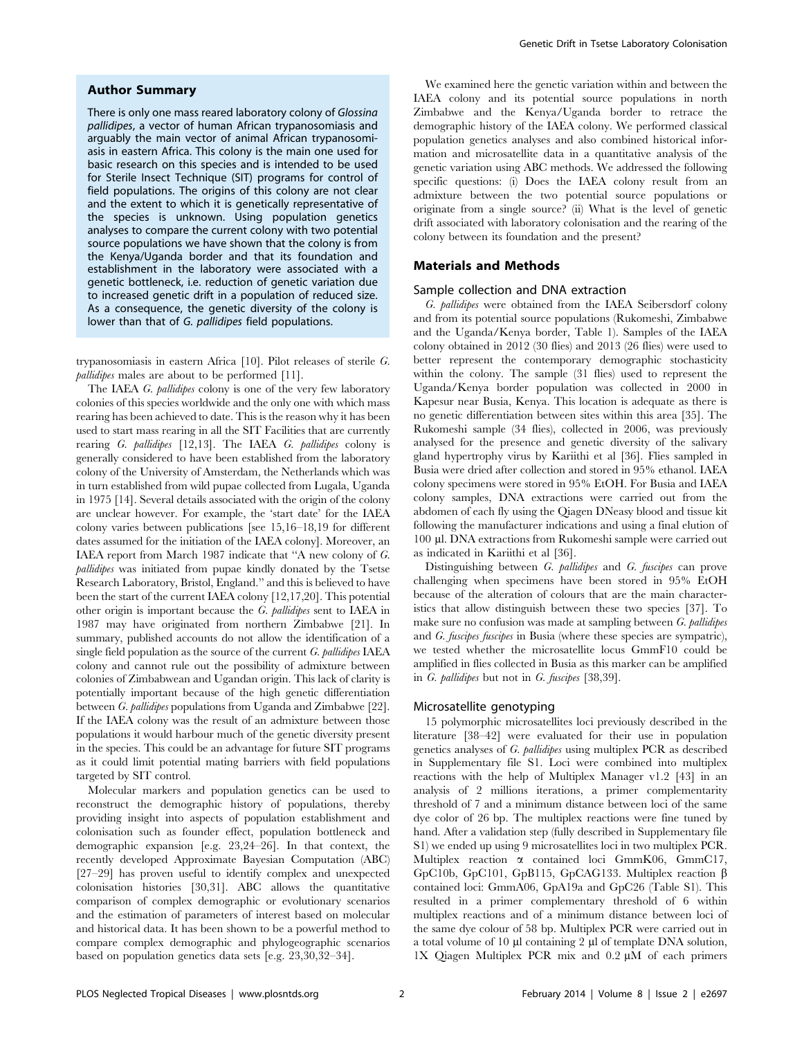## Author Summary

There is only one mass reared laboratory colony of *Glossina pallidipes*, a vector of human African trypanosomiasis and arguably the main vector of animal African trypanosomiasis in eastern Africa. This colony is the main one used for basic research on this species and is intended to be used for Sterile Insect Technique (SIT) programs for control of field populations. The origins of this colony are not clear and the extent to which it is genetically representative of the species is unknown. Using population genetics analyses to compare the current colony with two potential source populations we have shown that the colony is from the Kenya/Uganda border and that its foundation and establishment in the laboratory were associated with a genetic bottleneck, i.e. reduction of genetic variation due to increased genetic drift in a population of reduced size. As a consequence, the genetic diversity of the colony is lower than that of *G. pallidipes* field populations.

trypanosomiasis in eastern Africa [10]. Pilot releases of sterile *G. pallidipes* males are about to be performed [11].

The IAEA *G. pallidipes* colony is one of the very few laboratory colonies of this species worldwide and the only one with which mass rearing has been achieved to date. This is the reason why it has been used to start mass rearing in all the SIT Facilities that are currently rearing *G. pallidipes* [12,13]. The IAEA *G. pallidipes* colony is generally considered to have been established from the laboratory colony of the University of Amsterdam, the Netherlands which was in turn established from wild pupae collected from Lugala, Uganda in 1975 [14]. Several details associated with the origin of the colony are unclear however. For example, the 'start date' for the IAEA colony varies between publications [see 15,16–18,19 for different dates assumed for the initiation of the IAEA colony]. Moreover, an IAEA report from March 1987 indicate that "A new colony of *G. pallidipes* was initiated from pupae kindly donated by the Tsetse Research Laboratory, Bristol, England." and this is believed to have been the start of the current IAEA colony [12,17,20]. This potential other origin is important because the *G. pallidipes* sent to IAEA in 1987 may have originated from northern Zimbabwe [21]. In summary, published accounts do not allow the identification of a single field population as the source of the current *G. pallidipes* IAEA colony and cannot rule out the possibility of admixture between colonies of Zimbabwean and Ugandan origin. This lack of clarity is potentially important because of the high genetic differentiation between *G. pallidipes* populations from Uganda and Zimbabwe [22]. If the IAEA colony was the result of an admixture between those populations it would harbour much of the genetic diversity present in the species. This could be an advantage for future SIT programs as it could limit potential mating barriers with field populations targeted by SIT control.

Molecular markers and population genetics can be used to reconstruct the demographic history of populations, thereby providing insight into aspects of population establishment and colonisation such as founder effect, population bottleneck and demographic expansion [e.g. 23,24–26]. In that context, the recently developed Approximate Bayesian Computation (ABC) [27–29] has proven useful to identify complex and unexpected colonisation histories [30,31]. ABC allows the quantitative comparison of complex demographic or evolutionary scenarios and the estimation of parameters of interest based on molecular and historical data. It has been shown to be a powerful method to compare complex demographic and phylogeographic scenarios based on population genetics data sets [e.g. 23,30,32–34].

We examined here the genetic variation within and between the IAEA colony and its potential source populations in north Zimbabwe and the Kenya/Uganda border to retrace the demographic history of the IAEA colony. We performed classical population genetics analyses and also combined historical information and microsatellite data in a quantitative analysis of the genetic variation using ABC methods. We addressed the following specific questions: (i) Does the IAEA colony result from an admixture between the two potential source populations or originate from a single source? (ii) What is the level of genetic drift associated with laboratory colonisation and the rearing of the colony between its foundation and the present?

## Materials and Methods

### Sample collection and DNA extraction

*G. pallidipes* were obtained from the IAEA Seibersdorf colony and from its potential source populations (Rukomeshi, Zimbabwe and the Uganda/Kenya border, Table 1). Samples of the IAEA colony obtained in 2012 (30 flies) and 2013 (26 flies) were used to better represent the contemporary demographic stochasticity within the colony. The sample (31 flies) used to represent the Uganda/Kenya border population was collected in 2000 in Kapesur near Busia, Kenya. This location is adequate as there is no genetic differentiation between sites within this area [35]. The Rukomeshi sample (34 flies), collected in 2006, was previously analysed for the presence and genetic diversity of the salivary gland hypertrophy virus by Kariithi et al [36]. Flies sampled in Busia were dried after collection and stored in 95% ethanol. IAEA colony specimens were stored in 95% EtOH. For Busia and IAEA colony samples, DNA extractions were carried out from the abdomen of each fly using the Qiagen DNeasy blood and tissue kit following the manufacturer indications and using a final elution of 100 µl. DNA extractions from Rukomeshi sample were carried out as indicated in Kariithi et al [36].

Distinguishing between *G. pallidipes* and *G. fuscipes* can prove challenging when specimens have been stored in 95% EtOH because of the alteration of colours that are the main characteristics that allow distinguish between these two species [37]. To make sure no confusion was made at sampling between *G. pallidipes* and *G. fuscipes fuscipes* in Busia (where these species are sympatric), we tested whether the microsatellite locus GmmF10 could be amplified in flies collected in Busia as this marker can be amplified in *G. pallidipes* but not in *G. fuscipes* [38,39].

### Microsatellite genotyping

15 polymorphic microsatellites loci previously described in the literature [38–42] were evaluated for their use in population genetics analyses of *G. pallidipes* using multiplex PCR as described in Supplementary file S1. Loci were combined into multiplex reactions with the help of Multiplex Manager v1.2 [43] in an analysis of 2 millions iterations, a primer complementarity threshold of 7 and a minimum distance between loci of the same dye color of 26 bp. The multiplex reactions were fine tuned by hand. After a validation step (fully described in Supplementary file S1) we ended up using 9 microsatellites loci in two multiplex PCR. Multiplex reaction α contained loci GmmK06, GmmC17, GpC10b, GpC101, GpB115, GpCAG133. Multiplex reaction β contained loci: GmmA06, GpA19a and GpC26 (Table S1). This resulted in a primer complementary threshold of 6 within multiplex reactions and of a minimum distance between loci of the same dye colour of 58 bp. Multiplex PCR were carried out in a total volume of 10 µl containing 2 µl of template DNA solution, 1X Qiagen Multiplex PCR mix and 0.2 µM of each primers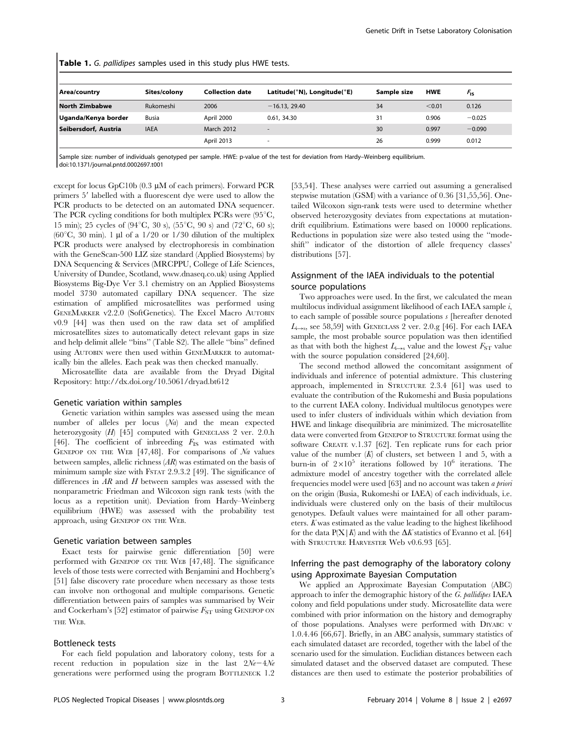**Table 1.** *G. pallidipes* samples used in this study plus HWE tests.

| Area/country | Sites/colony | Collection date | Latitude(°N), Longitude(°E) | Sample size | HWE | $F_{IS}$ |
|---|---|---|---|---|---|---|
| North Zimbabwe | Rukomeshi | 2006 | −16.13, 29.40 | 34 | <0.01 | 0.126 |
| Uganda/Kenya border | Busia | April 2000 | 0.61, 34.30 | 31 | 0.906 | −0.025 |
| Seibersdorf, Austria | IAEA | March 2012 | - | 30 | 0.997 | −0.090 |
| | | April 2013 | - | 26 | 0.999 | 0.012 |

Sample size: number of individuals genotyped per sample. HWE: p-value of the test for deviation from Hardy–Weinberg equilibrium.
doi:10.1371/journal.pntd.0002697.t001

except for locus GpC10b (0.3 µM of each primers). Forward PCR primers 5′ labelled with a fluorescent dye were used to allow the PCR products to be detected on an automated DNA sequencer. The PCR cycling conditions for both multiplex PCRs were (95°C, 15 min); 25 cycles of (94°C, 30 s), (55°C, 90 s) and (72°C, 60 s); (60°C, 30 min). 1 µl of a 1/20 or 1/30 dilution of the multiplex PCR products were analysed by electrophoresis in combination with the GeneScan-500 LIZ size standard (Applied Biosystems) by DNA Sequencing & Services (MRCPPU, College of Life Sciences, University of Dundee, Scotland, www.dnaseq.co.uk) using Applied Biosystems Big-Dye Ver 3.1 chemistry on an Applied Biosystems model 3730 automated capillary DNA sequencer. The size estimation of amplified microsatellites was performed using GeneMarker v2.2.0 (SoftGenetics). The Excel Macro Autobin v0.9 [44] was then used on the raw data set of amplified microsatellites sizes to automatically detect relevant gaps in size and help delimit allele "bins" (Table S2). The allele "bins" defined using Autobin were then used within GeneMarker to automatically bin the alleles. Each peak was then checked manually.

Microsatellite data are available from the Dryad Digital Repository: http://dx.doi.org/10.5061/dryad.bt612

### Genetic variation within samples

Genetic variation within samples was assessed using the mean number of alleles per locus (*Na*) and the mean expected heterozygosity (*H*) [45] computed with Geneclass 2 ver. 2.0.h [46]. The coefficient of inbreeding $F_{IS}$ was estimated with Genepop on the Web [47,48]. For comparisons of *Na* values between samples, allelic richness (*AR*) was estimated on the basis of minimum sample size with Fstat 2.9.3.2 [49]. The significance of differences in *AR* and *H* between samples was assessed with the nonparametric Friedman and Wilcoxon sign rank tests (with the locus as a repetition unit). Deviation from Hardy–Weinberg equilibrium (HWE) was assessed with the probability test approach, using Genepop on the Web.

### Genetic variation between samples

Exact tests for pairwise genic differentiation [50] were performed with Genepop on the Web [47,48]. The significance levels of those tests were corrected with Benjamini and Hochberg's [51] false discovery rate procedure when necessary as those tests can involve non orthogonal and multiple comparisons. Genetic differentiation between pairs of samples was summarised by Weir and Cockerham's [52] estimator of pairwise $F_{ST}$ using Genepop on the Web.

### Bottleneck tests

For each field population and laboratory colony, tests for a recent reduction in population size in the last $2Ne-4Ne$ generations were performed using the program Bottleneck 1.2 [53,54]. These analyses were carried out assuming a generalised stepwise mutation (GSM) with a variance of 0.36 [31,55,56]. One-tailed Wilcoxon sign-rank tests were used to determine whether observed heterozygosity deviates from expectations at mutation-drift equilibrium. Estimations were based on 10000 replications. Reductions in population size were also tested using the "mode-shift" indicator of the distortion of allele frequency classes' distributions [57].

### Assignment of the IAEA individuals to the potential source populations

Two approaches were used. In the first, we calculated the mean multilocus individual assignment likelihood of each IAEA sample *i*, to each sample of possible source populations *s* [hereafter denoted $L_{i\rightarrow s}$, see 58,59] with Geneclass 2 ver. 2.0.g [46]. For each IAEA sample, the most probable source population was then identified as that with both the highest $L_{i\rightarrow s}$ value and the lowest $F_{ST}$ value with the source population considered [24,60].

The second method allowed the concomitant assignment of individuals and inference of potential admixture. This clustering approach, implemented in Structure 2.3.4 [61] was used to evaluate the contribution of the Rukomeshi and Busia populations to the current IAEA colony. Individual multilocus genotypes were used to infer clusters of individuals within which deviation from HWE and linkage disequilibria are minimized. The microsatellite data were converted from Genepop to Structure format using the software Create v.1.37 [62]. Ten replicate runs for each prior value of the number (*K*) of clusters, set between 1 and 5, with a burn-in of $2\times10^5$ iterations followed by $10^6$ iterations. The admixture model of ancestry together with the correlated allele frequencies model were used [63] and no account was taken *a priori* on the origin (Busia, Rukomeshi or IAEA) of each individuals, i.e. individuals were clustered only on the basis of their multilocus genotypes. Default values were maintained for all other parameters. *K* was estimated as the value leading to the highest likelihood for the data $P(X|K)$ and with the $\Delta K$ statistics of Evanno et al. [64] with Structure Harvester Web v0.6.93 [65].

### Inferring the past demography of the laboratory colony using Approximate Bayesian Computation

We applied an Approximate Bayesian Computation (ABC) approach to infer the demographic history of the *G. pallidipes* IAEA colony and field populations under study. Microsatellite data were combined with prior information on the history and demography of those populations. Analyses were performed with Diyabc v 1.0.4.46 [66,67]. Briefly, in an ABC analysis, summary statistics of each simulated dataset are recorded, together with the label of the scenario used for the simulation. Euclidian distances between each simulated dataset and the observed dataset are computed. These distances are then used to estimate the posterior probabilities of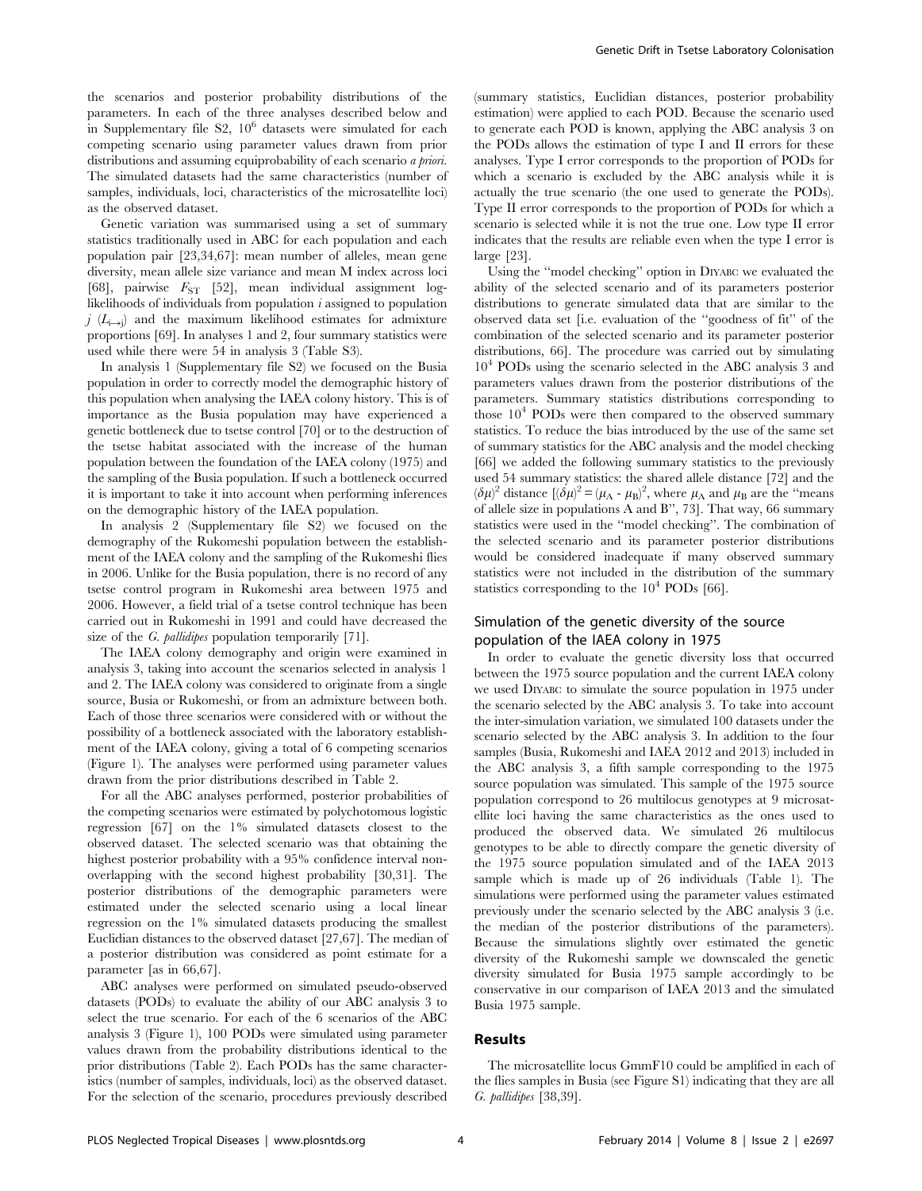the scenarios and posterior probability distributions of the parameters. In each of the three analyses described below and in Supplementary file S2, $10^6$ datasets were simulated for each competing scenario using parameter values drawn from prior distributions and assuming equiprobability of each scenario *a priori*. The simulated datasets had the same characteristics (number of samples, individuals, loci, characteristics of the microsatellite loci) as the observed dataset.

Genetic variation was summarised using a set of summary statistics traditionally used in ABC for each population and each population pair [23,34,67]: mean number of alleles, mean gene diversity, mean allele size variance and mean M index across loci [68], pairwise $F_{ST}$ [52], mean individual assignment log-likelihoods of individuals from population $i$ assigned to population $j$ ($L_{i\rightarrow j}$) and the maximum likelihood estimates for admixture proportions [69]. In analyses 1 and 2, four summary statistics were used while there were 54 in analysis 3 (Table S3).

In analysis 1 (Supplementary file S2) we focused on the Busia population in order to correctly model the demographic history of this population when analysing the IAEA colony history. This is of importance as the Busia population may have experienced a genetic bottleneck due to tsetse control [70] or to the destruction of the tsetse habitat associated with the increase of the human population between the foundation of the IAEA colony (1975) and the sampling of the Busia population. If such a bottleneck occurred it is important to take it into account when performing inferences on the demographic history of the IAEA population.

In analysis 2 (Supplementary file S2) we focused on the demography of the Rukomeshi population between the establishment of the IAEA colony and the sampling of the Rukomeshi flies in 2006. Unlike for the Busia population, there is no record of any tsetse control program in Rukomeshi area between 1975 and 2006. However, a field trial of a tsetse control technique has been carried out in Rukomeshi in 1991 and could have decreased the size of the *G. pallidipes* population temporarily [71].

The IAEA colony demography and origin were examined in analysis 3, taking into account the scenarios selected in analysis 1 and 2. The IAEA colony was considered to originate from a single source, Busia or Rukomeshi, or from an admixture between both. Each of those three scenarios were considered with or without the possibility of a bottleneck associated with the laboratory establishment of the IAEA colony, giving a total of 6 competing scenarios (Figure 1). The analyses were performed using parameter values drawn from the prior distributions described in Table 2.

For all the ABC analyses performed, posterior probabilities of the competing scenarios were estimated by polychotomous logistic regression [67] on the 1% simulated datasets closest to the observed dataset. The selected scenario was that obtaining the highest posterior probability with a 95% confidence interval non-overlapping with the second highest probability [30,31]. The posterior distributions of the demographic parameters were estimated under the selected scenario using a local linear regression on the 1% simulated datasets producing the smallest Euclidian distances to the observed dataset [27,67]. The median of a posterior distribution was considered as point estimate for a parameter [as in 66,67].

ABC analyses were performed on simulated pseudo-observed datasets (PODs) to evaluate the ability of our ABC analysis 3 to select the true scenario. For each of the 6 scenarios of the ABC analysis 3 (Figure 1), 100 PODs were simulated using parameter values drawn from the probability distributions identical to the prior distributions (Table 2). Each PODs has the same characteristics (number of samples, individuals, loci) as the observed dataset. For the selection of the scenario, procedures previously described (summary statistics, Euclidian distances, posterior probability estimation) were applied to each POD. Because the scenario used to generate each POD is known, applying the ABC analysis 3 on the PODs allows the estimation of type I and II errors for these analyses. Type I error corresponds to the proportion of PODs for which a scenario is excluded by the ABC analysis while it is actually the true scenario (the one used to generate the PODs). Type II error corresponds to the proportion of PODs for which a scenario is selected while it is not the true one. Low type II error indicates that the results are reliable even when the type I error is large [23].

Using the "model checking" option in DIYABC we evaluated the ability of the selected scenario and of its parameters posterior distributions to generate simulated data that are similar to the observed data set [i.e. evaluation of the "goodness of fit" of the combination of the selected scenario and its parameter posterior distributions, 66]. The procedure was carried out by simulating $10^4$ PODs using the scenario selected in the ABC analysis 3 and parameters values drawn from the posterior distributions of the parameters. Summary statistics distributions corresponding to those $10^4$ PODs were then compared to the observed summary statistics. To reduce the bias introduced by the use of the same set of summary statistics for the ABC analysis and the model checking [66] we added the following summary statistics to the previously used 54 summary statistics: the shared allele distance [72] and the $(\delta\mu)^2$ distance [$(\delta\mu)^2 = (\mu_A - \mu_B)^2$, where $\mu_A$ and $\mu_B$ are the "means of allele size in populations A and B", 73]. That way, 66 summary statistics were used in the "model checking". The combination of the selected scenario and its parameter posterior distributions would be considered inadequate if many observed summary statistics were not included in the distribution of the summary statistics corresponding to the $10^4$ PODs [66].

## Simulation of the genetic diversity of the source population of the IAEA colony in 1975

In order to evaluate the genetic diversity loss that occurred between the 1975 source population and the current IAEA colony we used DIYABC to simulate the source population in 1975 under the scenario selected by the ABC analysis 3. To take into account the inter-simulation variation, we simulated 100 datasets under the scenario selected by the ABC analysis 3. In addition to the four samples (Busia, Rukomeshi and IAEA 2012 and 2013) included in the ABC analysis 3, a fifth sample corresponding to the 1975 source population was simulated. This sample of the 1975 source population correspond to 26 multilocus genotypes at 9 microsatellite loci having the same characteristics as the ones used to produced the observed data. We simulated 26 multilocus genotypes to be able to directly compare the genetic diversity of the 1975 source population simulated and of the IAEA 2013 sample which is made up of 26 individuals (Table 1). The simulations were performed using the parameter values estimated previously under the scenario selected by the ABC analysis 3 (i.e. the median of the posterior distributions of the parameters). Because the simulations slightly over estimated the genetic diversity of the Rukomeshi sample we downscaled the genetic diversity simulated for Busia 1975 sample accordingly to be conservative in our comparison of IAEA 2013 and the simulated Busia 1975 sample.

# Results

The microsatellite locus GmmF10 could be amplified in each of the flies samples in Busia (see Figure S1) indicating that they are all *G. pallidipes* [38,39].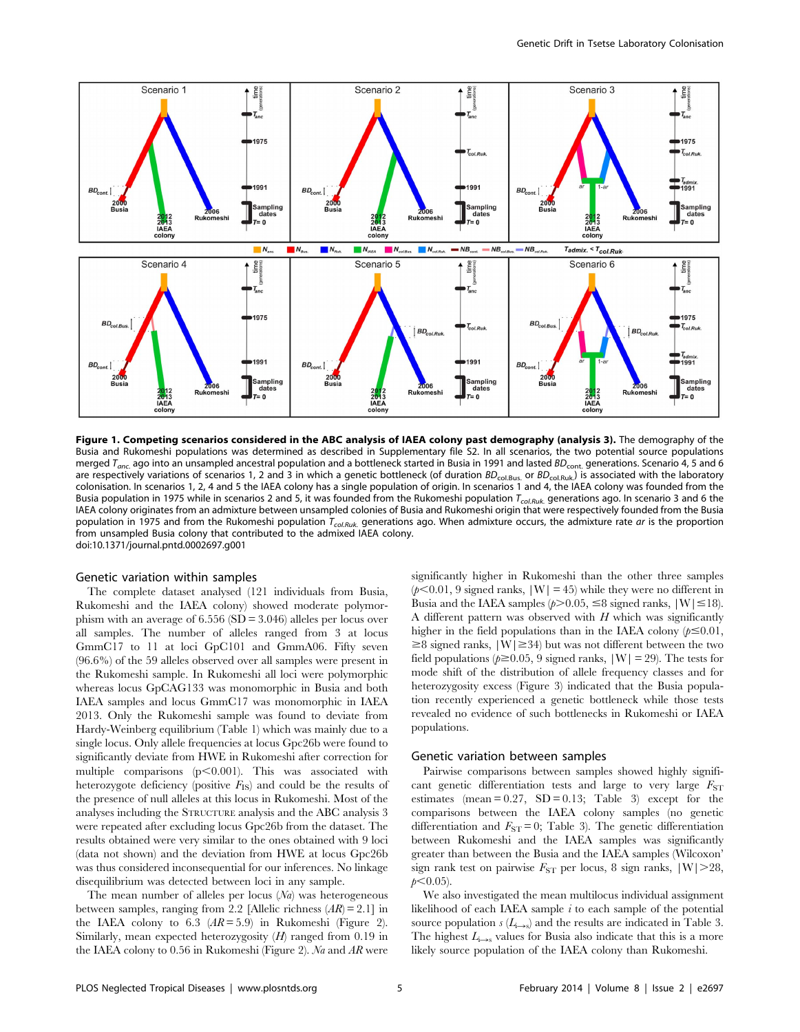**Figure 1. Competing scenarios considered in the ABC analysis of IAEA colony past demography (analysis 3).** The demography of the Busia and Rukomeshi populations was determined as described in Supplementary file S2. In all scenarios, the two potential source populations merged $T_{anc.}$ ago into an unsampled ancestral population and a bottleneck started in Busia in 1991 and lasted $BD_{cont.}$ generations. Scenario 4, 5 and 6 are respectively variations of scenarios 1, 2 and 3 in which a genetic bottleneck (of duration $BD_{col.Bus.}$ or $BD_{col.Ruk.}$) is associated with the laboratory colonisation. In scenarios 1, 2, 4 and 5 the IAEA colony has a single population of origin. In scenarios 1 and 4, the IAEA colony was founded from the Busia population in 1975 while in scenarios 2 and 5, it was founded from the Rukomeshi population $T_{col.Ruk.}$ generations ago. In scenario 3 and 6 the IAEA colony originates from an admixture between unsampled colonies of Busia and Rukomeshi origin that were respectively founded from the Busia population in 1975 and from the Rukomeshi population $T_{col.Ruk.}$ generations ago. When admixture occurs, the admixture rate $ar$ is the proportion from unsampled Busia colony that contributed to the admixed IAEA colony.
doi:10.1371/journal.pntd.0002697.g001

### Genetic variation within samples

The complete dataset analysed (121 individuals from Busia, Rukomeshi and the IAEA colony) showed moderate polymorphism with an average of 6.556 (SD = 3.046) alleles per locus over all samples. The number of alleles ranged from 3 at locus GmmC17 to 11 at loci GpC101 and GmmA06. Fifty seven (96.6%) of the 59 alleles observed over all samples were present in the Rukomeshi sample. In Rukomeshi all loci were polymorphic whereas locus GpCAG133 was monomorphic in Busia and both IAEA samples and locus GmmC17 was monomorphic in IAEA 2013. Only the Rukomeshi sample was found to deviate from Hardy-Weinberg equilibrium (Table 1) which was mainly due to a single locus. Only allele frequencies at locus Gpc26b were found to significantly deviate from HWE in Rukomeshi after correction for multiple comparisons ($p<0.001$). This was associated with heterozygote deficiency (positive $F_{IS}$) and could be the results of the presence of null alleles at this locus in Rukomeshi. Most of the analyses including the STRUCTURE analysis and the ABC analysis 3 were repeated after excluding locus Gpc26b from the dataset. The results obtained were very similar to the ones obtained with 9 loci (data not shown) and the deviation from HWE at locus Gpc26b was thus considered inconsequential for our inferences. No linkage disequilibrium was detected between loci in any sample.

The mean number of alleles per locus (*Na*) was heterogeneous between samples, ranging from 2.2 [Allelic richness ($AR$) = 2.1] in the IAEA colony to 6.3 ($AR$ = 5.9) in Rukomeshi (Figure 2). Similarly, mean expected heterozygosity ($H$) ranged from 0.19 in the IAEA colony to 0.56 in Rukomeshi (Figure 2). *Na* and *AR* were significantly higher in Rukomeshi than the other three samples ($p<0.01$, 9 signed ranks, $|W|=45$) while they were no different in Busia and the IAEA samples ($p>0.05$, ≤8 signed ranks, $|W|\leq18$). A different pattern was observed with $H$ which was significantly higher in the field populations than in the IAEA colony ($p\leq0.01$, ≥8 signed ranks, $|W|\geq34$) but was not different between the two field populations ($p\geq0.05$, 9 signed ranks, $|W|=29$). The tests for mode shift of the distribution of allele frequency classes and for heterozygosity excess (Figure 3) indicated that the Busia population recently experienced a genetic bottleneck while those tests revealed no evidence of such bottlenecks in Rukomeshi or IAEA populations.

### Genetic variation between samples

Pairwise comparisons between samples showed highly significant genetic differentiation tests and large to very large $F_{ST}$ estimates (mean = 0.27, SD = 0.13; Table 3) except for the comparisons between the IAEA colony samples (no genetic differentiation and $F_{ST}=0$; Table 3). The genetic differentiation between Rukomeshi and the IAEA samples was significantly greater than between the Busia and the IAEA samples (Wilcoxon' sign rank test on pairwise $F_{ST}$ per locus, 8 sign ranks, $|W|>28$, $p<0.05$).

We also investigated the mean multilocus individual assignment likelihood of each IAEA sample $i$ to each sample of the potential source population $s$ ($L_{i\rightarrow s}$) and the results are indicated in Table 3. The highest $L_{i\rightarrow s}$ values for Busia also indicate that this is a more likely source population of the IAEA colony than Rukomeshi.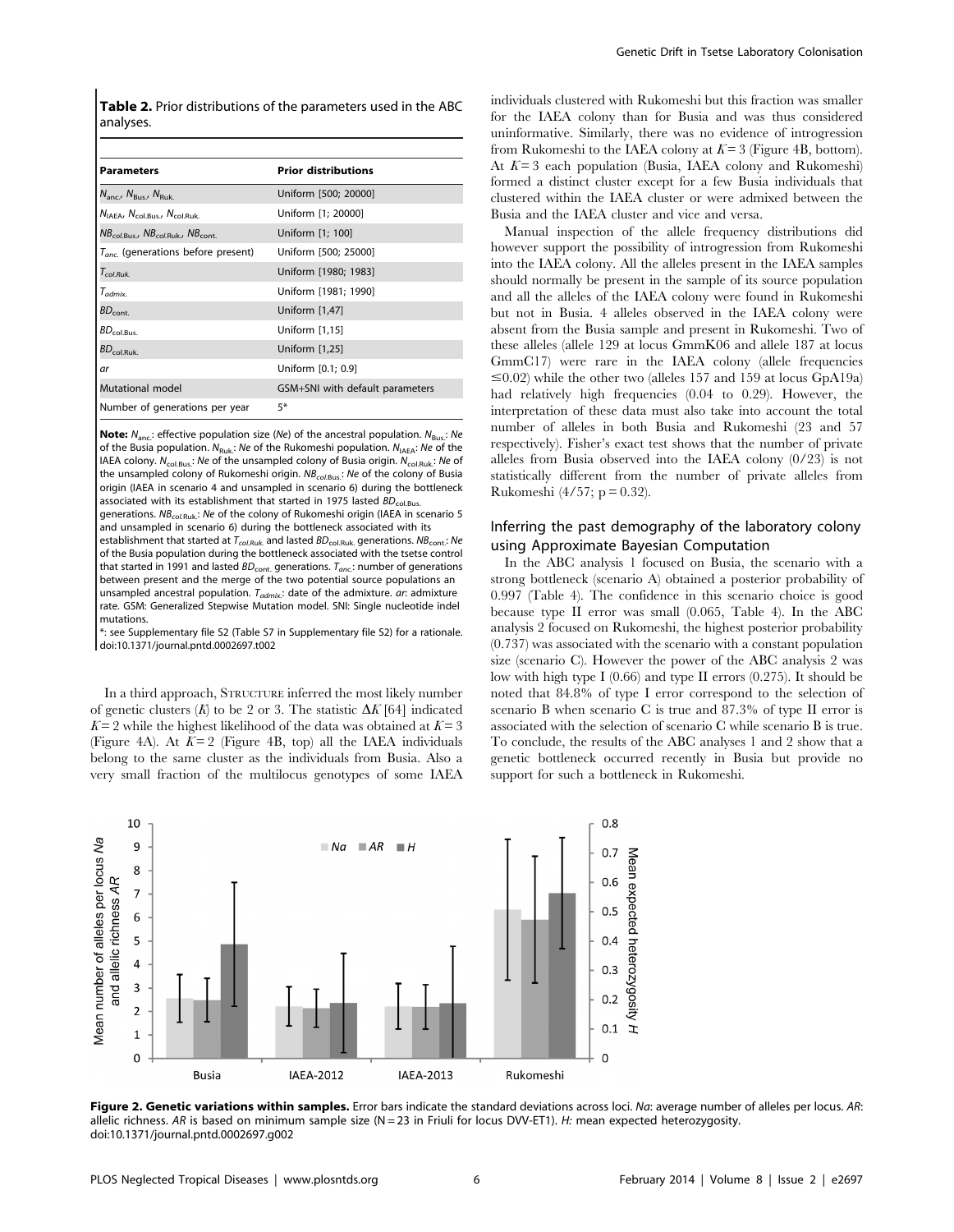**Table 2.** Prior distributions of the parameters used in the ABC analyses.

| Parameters | Prior distributions |
|---|---|
| $N_{anc.}$, $N_{Bus.}$, $N_{Ruk.}$ | Uniform [500; 20000] |
| $N_{IAEA}$, $N_{col.Bus.}$, $N_{col.Ruk.}$ | Uniform [1; 20000] |
| $NB_{col.Bus.}$, $NB_{col.Ruk.}$, $NB_{cont.}$ | Uniform [1; 100] |
| $T_{anc.}$ (generations before present) | Uniform [500; 25000] |
| $T_{col.Ruk.}$ | Uniform [1980; 1983] |
| $T_{admix.}$ | Uniform [1981; 1990] |
| $BD_{cont.}$ | Uniform [1,47] |
| $BD_{col.Bus.}$ | Uniform [1,15] |
| $BD_{col.Ruk.}$ | Uniform [1,25] |
| *ar* | Uniform [0.1; 0.9] |
| Mutational model | GSM+SNI with default parameters |
| Number of generations per year | 5* |

**Note:** $N_{anc.}$: effective population size (*Ne*) of the ancestral population. $N_{Bus.}$: *Ne* of the Busia population. $N_{Ruk.}$: *Ne* of the Rukomeshi population. $N_{IAEA}$: *Ne* of the IAEA colony. $N_{col.Bus.}$: *Ne* of the unsampled colony of Busia origin. $N_{col.Ruk.}$: *Ne* of the unsampled colony of Rukomeshi origin. $NB_{col.Bus.}$: *Ne* of the colony of Busia origin (IAEA in scenario 4 and unsampled in scenario 6) during the bottleneck associated with its establishment that started in 1975 lasted $BD_{col.Bus.}$ generations. $NB_{col.Ruk.}$: *Ne* of the colony of Rukomeshi origin (IAEA in scenario 5 and unsampled in scenario 6) during the bottleneck associated with its establishment that started at $T_{col.Ruk.}$ and lasted $BD_{col.Ruk.}$ generations. $NB_{cont.}$: *Ne* of the Busia population during the bottleneck associated with the tsetse control that started in 1991 and lasted $BD_{cont.}$ generations. $T_{anc.}$: number of generations between present and the merge of the two potential source populations an unsampled ancestral population. $T_{admix.}$: date of the admixture. *ar*: admixture rate. GSM: Generalized Stepwise Mutation model. SNI: Single nucleotide indel mutations.

*: see Supplementary file S2 (Table S7 in Supplementary file S2) for a rationale.
doi:10.1371/journal.pntd.0002697.t002

In a third approach, STRUCTURE inferred the most likely number of genetic clusters (*K*) to be 2 or 3. The statistic Δ*K* [64] indicated *K* = 2 while the highest likelihood of the data was obtained at *K* = 3 (Figure 4A). At *K* = 2 (Figure 4B, top) all the IAEA individuals belong to the same cluster as the individuals from Busia. Also a very small fraction of the multilocus genotypes of some IAEA individuals clustered with Rukomeshi but this fraction was smaller for the IAEA colony than for Busia and was thus considered uninformative. Similarly, there was no evidence of introgression from Rukomeshi to the IAEA colony at *K* = 3 (Figure 4B, bottom). At *K* = 3 each population (Busia, IAEA colony and Rukomeshi) formed a distinct cluster except for a few Busia individuals that clustered within the IAEA cluster or were admixed between the Busia and the IAEA cluster and vice and versa.

Manual inspection of the allele frequency distributions did however support the possibility of introgression from Rukomeshi into the IAEA colony. All the alleles present in the IAEA samples should normally be present in the sample of its source population and all the alleles of the IAEA colony were found in Rukomeshi but not in Busia. 4 alleles observed in the IAEA colony were absent from the Busia sample and present in Rukomeshi. Two of these alleles (allele 129 at locus GmmK06 and allele 187 at locus GmmC17) were rare in the IAEA colony (allele frequencies ≤0.02) while the other two (alleles 157 and 159 at locus GpA19a) had relatively high frequencies (0.04 to 0.29). However, the interpretation of these data must also take into account the total number of alleles in both Busia and Rukomeshi (23 and 57 respectively). Fisher's exact test shows that the number of private alleles from Busia observed into the IAEA colony (0/23) is not statistically different from the number of private alleles from Rukomeshi (4/57; p = 0.32).

## Inferring the past demography of the laboratory colony using Approximate Bayesian Computation

In the ABC analysis 1 focused on Busia, the scenario with a strong bottleneck (scenario A) obtained a posterior probability of 0.997 (Table 4). The confidence in this scenario choice is good because type II error was small (0.065, Table 4). In the ABC analysis 2 focused on Rukomeshi, the highest posterior probability (0.737) was associated with the scenario with a constant population size (scenario C). However the power of the ABC analysis 2 was low with high type I (0.66) and type II errors (0.275). It should be noted that 84.8% of type I error correspond to the selection of scenario B when scenario C is true and 87.3% of type II error is associated with the selection of scenario C while scenario B is true. To conclude, the results of the ABC analyses 1 and 2 show that a genetic bottleneck occurred recently in Busia but provide no support for such a bottleneck in Rukomeshi.

**Figure 2. Genetic variations within samples.** Error bars indicate the standard deviations across loci. *Na*: average number of alleles per locus. *AR*: allelic richness. *AR* is based on minimum sample size (N = 23 in Friuli for locus DVV-ET1). *H:* mean expected heterozygosity.
doi:10.1371/journal.pntd.0002697.g002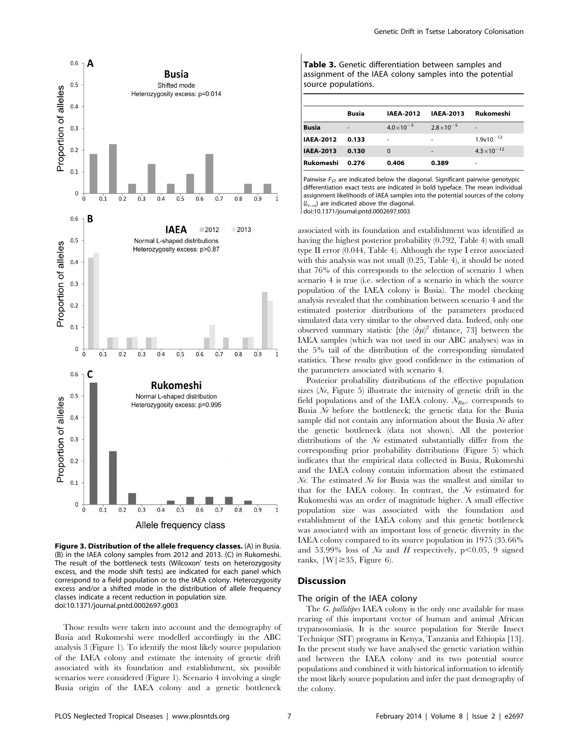**Figure 3. Distribution of the allele frequency classes.** (A) in Busia. (B) in the IAEA colony samples from 2012 and 2013. (C) in Rukomeshi. The result of the bottleneck tests (Wilcoxon' tests on heterozygosity excess, and the mode shift tests) are indicated for each panel which correspond to a field population or to the IAEA colony. Heterozygosity excess and/or a shifted mode in the distribution of allele frequency classes indicate a recent reduction in population size.
doi:10.1371/journal.pntd.0002697.g003

Those results were taken into account and the demography of Busia and Rukomeshi were modelled accordingly in the ABC analysis 3 (Figure 1). To identify the most likely source population of the IAEA colony and estimate the intensity of genetic drift associated with its foundation and establishment, six possible scenarios were considered (Figure 1). Scenario 4 involving a single Busia origin of the IAEA colony and a genetic bottleneck associated with its foundation and establishment was identified as having the highest posterior probability (0.792, Table 4) with small type II error (0.044, Table 4). Although the type I error associated with this analysis was not small (0.25, Table 4), it should be noted that 76% of this corresponds to the selection of scenario 1 when scenario 4 is true (i.e. selection of a scenario in which the source population of the IAEA colony is Busia). The model checking analysis revealed that the combination between scenario 4 and the estimated posterior distributions of the parameters produced simulated data very similar to the observed data. Indeed, only one observed summary statistic [the $(\delta\mu)^2$ distance, 73] between the IAEA samples (which was not used in our ABC analyses) was in the 5% tail of the distribution of the corresponding simulated statistics. These results give good confidence in the estimation of the parameters associated with scenario 4.

**Table 3.** Genetic differentiation between samples and assignment of the IAEA colony samples into the potential source populations.

| | Busia | IAEA-2012 | IAEA-2013 | Rukomeshi |
|---|---|---|---|---|
| **Busia** | - | $4.0\times10^{-5}$ | $2.8\times10^{-5}$ | - |
| **IAEA-2012** | **0.133** | - | - | $1.9\text{v}10^{-12}$ |
| **IAEA-2013** | **0.130** | 0 | - | $4.3\times10^{-12}$ |
| **Rukomeshi** | **0.276** | **0.406** | **0.389** | - |

Pairwise $F_{ST}$ are indicated below the diagonal. Significant pairwise genotypic differentiation exact tests are indicated in bold typeface. The mean individual assignment likelihoods of IAEA samples into the potential sources of the colony ($L_{i\rightarrow s}$) are indicated above the diagonal.
doi:10.1371/journal.pntd.0002697.t003

Posterior probability distributions of the effective population sizes (*Ne*, Figure 5) illustrate the intensity of genetic drift in the field populations and of the IAEA colony. $N_{Bus}$. corresponds to Busia *Ne* before the bottleneck; the genetic data for the Busia sample did not contain any information about the Busia *Ne* after the genetic bottleneck (data not shown). All the posterior distributions of the *Ne* estimated substantially differ from the corresponding prior probability distributions (Figure 5) which indicates that the empirical data collected in Busia, Rukomeshi and the IAEA colony contain information about the estimated *Ne*. The estimated *Ne* for Busia was the smallest and similar to that for the IAEA colony. In contrast, the *Ne* estimated for Rukomeshi was an order of magnitude higher. A small effective population size was associated with the foundation and establishment of the IAEA colony and this genetic bottleneck was associated with an important loss of genetic diversity in the IAEA colony compared to its source population in 1975 (35.66% and 53.99% loss of *Na* and *H* respectively, $p<0.05$, 9 signed ranks, $|W|\geq35$, Figure 6).

## Discussion

### The origin of the IAEA colony

The *G. pallidipes* IAEA colony is the only one available for mass rearing of this important vector of human and animal African trypanosomiasis. It is the source population for Sterile Insect Technique (SIT) programs in Kenya, Tanzania and Ethiopia [13]. In the present study we have analysed the genetic variation within and between the IAEA colony and its two potential source populations and combined it with historical information to identify the most likely source population and infer the past demography of the colony.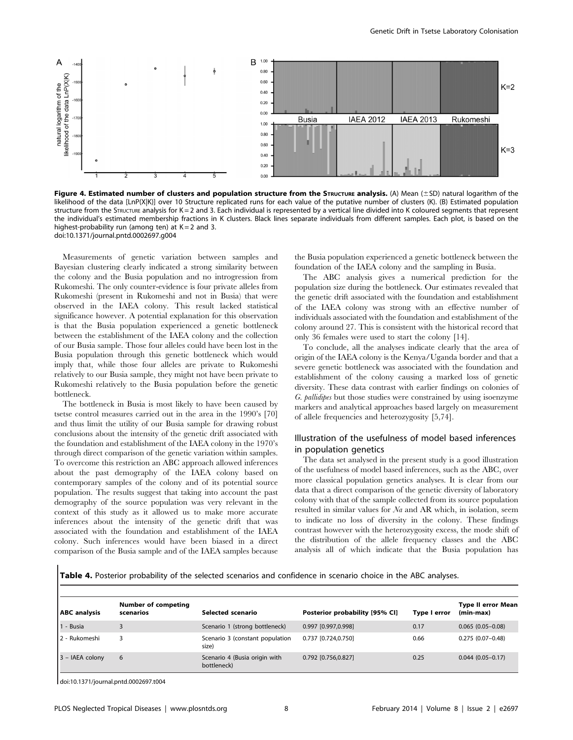**Figure 4. Estimated number of clusters and population structure from the Structure analysis.** (A) Mean (±SD) natural logarithm of the likelihood of the data [LnP(X|K)] over 10 Structure replicated runs for each value of the putative number of clusters (K). (B) Estimated population structure from the Structure analysis for K = 2 and 3. Each individual is represented by a vertical line divided into K coloured segments that represent the individual's estimated membership fractions in K clusters. Black lines separate individuals from different samples. Each plot, is based on the highest-probability run (among ten) at K = 2 and 3.
doi:10.1371/journal.pntd.0002697.g004

Measurements of genetic variation between samples and Bayesian clustering clearly indicated a strong similarity between the colony and the Busia population and no introgression from Rukomeshi. The only counter-evidence is four private alleles from Rukomeshi (present in Rukomeshi and not in Busia) that were observed in the IAEA colony. This result lacked statistical significance however. A potential explanation for this observation is that the Busia population experienced a genetic bottleneck between the establishment of the IAEA colony and the collection of our Busia sample. Those four alleles could have been lost in the Busia population through this genetic bottleneck which would imply that, while those four alleles are private to Rukomeshi relatively to our Busia sample, they might not have been private to Rukomeshi relatively to the Busia population before the genetic bottleneck.

The bottleneck in Busia is most likely to have been caused by tsetse control measures carried out in the area in the 1990's [70] and thus limit the utility of our Busia sample for drawing robust conclusions about the intensity of the genetic drift associated with the foundation and establishment of the IAEA colony in the 1970's through direct comparison of the genetic variation within samples. To overcome this restriction an ABC approach allowed inferences about the past demography of the IAEA colony based on contemporary samples of the colony and of its potential source population. The results suggest that taking into account the past demography of the source population was very relevant in the context of this study as it allowed us to make more accurate inferences about the intensity of the genetic drift that was associated with the foundation and establishment of the IAEA colony. Such inferences would have been biased in a direct comparison of the Busia sample and of the IAEA samples because the Busia population experienced a genetic bottleneck between the foundation of the IAEA colony and the sampling in Busia.

The ABC analysis gives a numerical prediction for the population size during the bottleneck. Our estimates revealed that the genetic drift associated with the foundation and establishment of the IAEA colony was strong with an effective number of individuals associated with the foundation and establishment of the colony around 27. This is consistent with the historical record that only 36 females were used to start the colony [14].

To conclude, all the analyses indicate clearly that the area of origin of the IAEA colony is the Kenya/Uganda border and that a severe genetic bottleneck was associated with the foundation and establishment of the colony causing a marked loss of genetic diversity. These data contrast with earlier findings on colonies of *G. pallidipes* but those studies were constrained by using isoenzyme markers and analytical approaches based largely on measurement of allele frequencies and heterozygosity [5,74].

## Illustration of the usefulness of model based inferences in population genetics

The data set analysed in the present study is a good illustration of the usefulness of model based inferences, such as the ABC, over more classical population genetics analyses. It is clear from our data that a direct comparison of the genetic diversity of laboratory colony with that of the sample collected from its source population resulted in similar values for *Na* and AR which, in isolation, seem to indicate no loss of diversity in the colony. These findings contrast however with the heterozygosity excess, the mode shift of the distribution of the allele frequency classes and the ABC analysis all of which indicate that the Busia population has

**Table 4.** Posterior probability of the selected scenarios and confidence in scenario choice in the ABC analyses.

| ABC analysis | Number of competing scenarios | Selected scenario | Posterior probability [95% CI] | Type I error | Type II error Mean (min-max) |
|---|---|---|---|---|---|
| 1 - Busia | 3 | Scenario 1 (strong bottleneck) | 0.997 [0.997,0.998] | 0.17 | 0.065 (0.05–0.08) |
| 2 - Rukomeshi | 3 | Scenario 3 (constant population size) | 0.737 [0.724,0.750] | 0.66 | 0.275 (0.07–0.48) |
| 3 – IAEA colony | 6 | Scenario 4 (Busia origin with bottleneck) | 0.792 [0.756,0.827] | 0.25 | 0.044 (0.05–0.17) |

doi:10.1371/journal.pntd.0002697.t004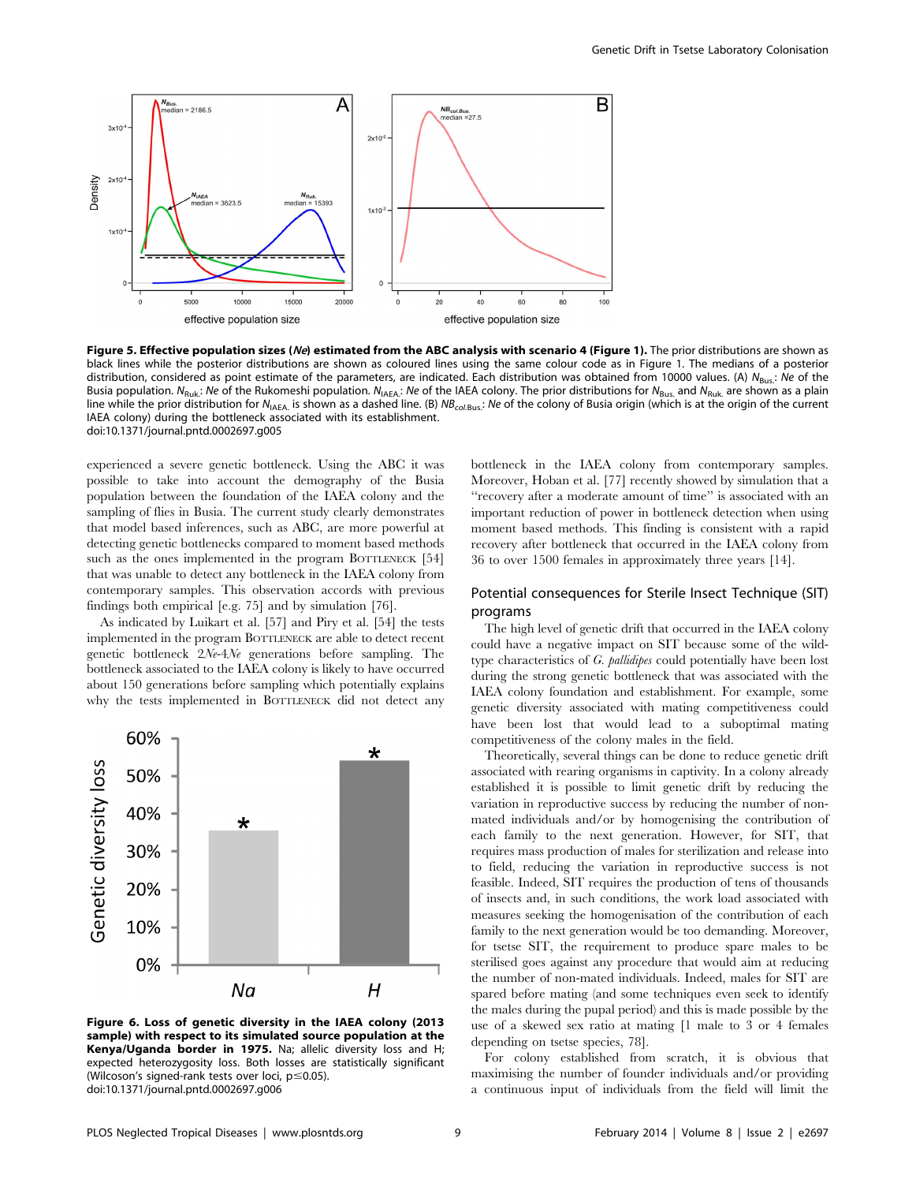**Figure 5. Effective population sizes (*Ne*) estimated from the ABC analysis with scenario 4 (Figure 1).** The prior distributions are shown as black lines while the posterior distributions are shown as coloured lines using the same colour code as in Figure 1. The medians of a posterior distribution, considered as point estimate of the parameters, are indicated. Each distribution was obtained from 10000 values. (A) $N_{Bus.}$: *Ne* of the Busia population. $N_{Ruk.}$: *Ne* of the Rukomeshi population. $N_{IAEA.}$: *Ne* of the IAEA colony. The prior distributions for $N_{Bus.}$ and $N_{Ruk.}$ are shown as a plain line while the prior distribution for $N_{IAEA.}$ is shown as a dashed line. (B) $NB_{col.Bus.}$: *Ne* of the colony of Busia origin (which is at the origin of the current IAEA colony) during the bottleneck associated with its establishment.
doi:10.1371/journal.pntd.0002697.g005

experienced a severe genetic bottleneck. Using the ABC it was possible to take into account the demography of the Busia population between the foundation of the IAEA colony and the sampling of flies in Busia. The current study clearly demonstrates that model based inferences, such as ABC, are more powerful at detecting genetic bottlenecks compared to moment based methods such as the ones implemented in the program BOTTLENECK [54] that was unable to detect any bottleneck in the IAEA colony from contemporary samples. This observation accords with previous findings both empirical [e.g. 75] and by simulation [76].

As indicated by Luikart et al. [57] and Piry et al. [54] the tests implemented in the program BOTTLENECK are able to detect recent genetic bottleneck $2Ne$-$4Ne$ generations before sampling. The bottleneck associated to the IAEA colony is likely to have occurred about 150 generations before sampling which potentially explains why the tests implemented in BOTTLENECK did not detect any bottleneck in the IAEA colony from contemporary samples. Moreover, Hoban et al. [77] recently showed by simulation that a "recovery after a moderate amount of time" is associated with an important reduction of power in bottleneck detection when using moment based methods. This finding is consistent with a rapid recovery after bottleneck that occurred in the IAEA colony from 36 to over 1500 females in approximately three years [14].

**Figure 6. Loss of genetic diversity in the IAEA colony (2013 sample) with respect to its simulated source population at the Kenya/Uganda border in 1975.** Na; allelic diversity loss and H; expected heterozygosity loss. Both losses are statistically significant (Wilcoson's signed-rank tests over loci, $p \leq 0.05$).
doi:10.1371/journal.pntd.0002697.g006

## Potential consequences for Sterile Insect Technique (SIT) programs

The high level of genetic drift that occurred in the IAEA colony could have a negative impact on SIT because some of the wild-type characteristics of *G. pallidipes* could potentially have been lost during the strong genetic bottleneck that was associated with the IAEA colony foundation and establishment. For example, some genetic diversity associated with mating competitiveness could have been lost that would lead to a suboptimal mating competitiveness of the colony males in the field.

Theoretically, several things can be done to reduce genetic drift associated with rearing organisms in captivity. In a colony already established it is possible to limit genetic drift by reducing the variation in reproductive success by reducing the number of non-mated individuals and/or by homogenising the contribution of each family to the next generation. However, for SIT, that requires mass production of males for sterilization and release into to field, reducing the variation in reproductive success is not feasible. Indeed, SIT requires the production of tens of thousands of insects and, in such conditions, the work load associated with measures seeking the homogenisation of the contribution of each family to the next generation would be too demanding. Moreover, for tsetse SIT, the requirement to produce spare males to be sterilised goes against any procedure that would aim at reducing the number of non-mated individuals. Indeed, males for SIT are spared before mating (and some techniques even seek to identify the males during the pupal period) and this is made possible by the use of a skewed sex ratio at mating [1 male to 3 or 4 females depending on tsetse species, 78].

For colony established from scratch, it is obvious that maximising the number of founder individuals and/or providing a continuous input of individuals from the field will limit the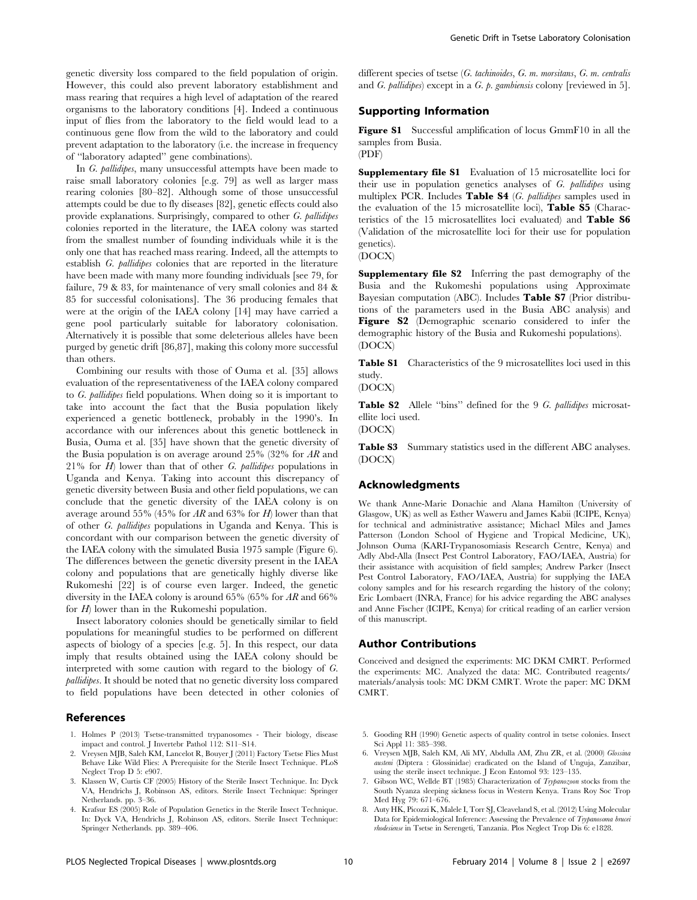genetic diversity loss compared to the field population of origin. However, this could also prevent laboratory establishment and mass rearing that requires a high level of adaptation of the reared organisms to the laboratory conditions [4]. Indeed a continuous input of flies from the laboratory to the field would lead to a continuous gene flow from the wild to the laboratory and could prevent adaptation to the laboratory (i.e. the increase in frequency of ''laboratory adapted'' gene combinations).

In *G. pallidipes*, many unsuccessful attempts have been made to raise small laboratory colonies [e.g. 79] as well as larger mass rearing colonies [80–82]. Although some of those unsuccessful attempts could be due to fly diseases [82], genetic effects could also provide explanations. Surprisingly, compared to other *G. pallidipes* colonies reported in the literature, the IAEA colony was started from the smallest number of founding individuals while it is the only one that has reached mass rearing. Indeed, all the attempts to establish *G. pallidipes* colonies that are reported in the literature have been made with many more founding individuals [see 79, for failure, 79 & 83, for maintenance of very small colonies and 84 & 85 for successful colonisations]. The 36 producing females that were at the origin of the IAEA colony [14] may have carried a gene pool particularly suitable for laboratory colonisation. Alternatively it is possible that some deleterious alleles have been purged by genetic drift [86,87], making this colony more successful than others.

Combining our results with those of Ouma et al. [35] allows evaluation of the representativeness of the IAEA colony compared to *G. pallidipes* field populations. When doing so it is important to take into account the fact that the Busia population likely experienced a genetic bottleneck, probably in the 1990's. In accordance with our inferences about this genetic bottleneck in Busia, Ouma et al. [35] have shown that the genetic diversity of the Busia population is on average around 25% (32% for *AR* and 21% for *H*) lower than that of other *G. pallidipes* populations in Uganda and Kenya. Taking into account this discrepancy of genetic diversity between Busia and other field populations, we can conclude that the genetic diversity of the IAEA colony is on average around 55% (45% for *AR* and 63% for *H*) lower than that of other *G. pallidipes* populations in Uganda and Kenya. This is concordant with our comparison between the genetic diversity of the IAEA colony with the simulated Busia 1975 sample (Figure 6). The differences between the genetic diversity present in the IAEA colony and populations that are genetically highly diverse like Rukomeshi [22] is of course even larger. Indeed, the genetic diversity in the IAEA colony is around 65% (65% for *AR* and 66% for *H*) lower than in the Rukomeshi population.

Insect laboratory colonies should be genetically similar to field populations for meaningful studies to be performed on different aspects of biology of a species [e.g. 5]. In this respect, our data imply that results obtained using the IAEA colony should be interpreted with some caution with regard to the biology of *G. pallidipes*. It should be noted that no genetic diversity loss compared to field populations have been detected in other colonies of different species of tsetse (*G. tachinoides*, *G. m. morsitans*, *G. m. centralis* and *G. pallidipes*) except in a *G. p. gambiensis* colony [reviewed in 5].

## Supporting Information

**Figure S1** Successful amplification of locus GmmF10 in all the samples from Busia.
(PDF)

**Supplementary file S1** Evaluation of 15 microsatellite loci for their use in population genetics analyses of *G. pallidipes* using multiplex PCR. Includes **Table S4** (*G. pallidipes* samples used in the evaluation of the 15 microsatellite loci), **Table S5** (Characteristics of the 15 microsatellites loci evaluated) and **Table S6** (Validation of the microsatellite loci for their use for population genetics).
(DOCX)

**Supplementary file S2** Inferring the past demography of the Busia and the Rukomeshi populations using Approximate Bayesian computation (ABC). Includes **Table S7** (Prior distributions of the parameters used in the Busia ABC analysis) and **Figure S2** (Demographic scenario considered to infer the demographic history of the Busia and Rukomeshi populations).
(DOCX)

**Table S1** Characteristics of the 9 microsatellites loci used in this study.
(DOCX)

**Table S2** Allele ''bins'' defined for the 9 *G. pallidipes* microsatellite loci used.
(DOCX)

**Table S3** Summary statistics used in the different ABC analyses.
(DOCX)

## Acknowledgments

We thank Anne-Marie Donachie and Alana Hamilton (University of Glasgow, UK) as well as Esther Waweru and James Kabii (ICIPE, Kenya) for technical and administrative assistance; Michael Miles and James Patterson (London School of Hygiene and Tropical Medicine, UK), Johnson Ouma (KARI-Trypanosomiasis Research Centre, Kenya) and Adly Abd-Alla (Insect Pest Control Laboratory, FAO/IAEA, Austria) for their assistance with acquisition of field samples; Andrew Parker (Insect Pest Control Laboratory, FAO/IAEA, Austria) for supplying the IAEA colony samples and for his research regarding the history of the colony; Eric Lombaert (INRA, France) for his advice regarding the ABC analyses and Anne Fischer (ICIPE, Kenya) for critical reading of an earlier version of this manuscript.

## Author Contributions

Conceived and designed the experiments: MC DKM CMRT. Performed the experiments: MC. Analyzed the data: MC. Contributed reagents/materials/analysis tools: MC DKM CMRT. Wrote the paper: MC DKM CMRT.

## References

1. Holmes P (2013) Tsetse-transmitted trypanosomes - Their biology, disease impact and control. J Invertebr Pathol 112: S11–S14.
2. Vreysen MJB, Saleh KM, Lancelot R, Bouyer J (2011) Factory Tsetse Flies Must Behave Like Wild Flies: A Prerequisite for the Sterile Insect Technique. PLoS Neglect Trop D 5: e907.
3. Klassen W, Curtis CF (2005) History of the Sterile Insect Technique. In: Dyck VA, Hendrichs J, Robinson AS, editors. Sterile Insect Technique: Springer Netherlands. pp. 3–36.
4. Krafsur ES (2005) Role of Population Genetics in the Sterile Insect Technique. In: Dyck VA, Hendrichs J, Robinson AS, editors. Sterile Insect Technique: Springer Netherlands. pp. 389–406.
5. Gooding RH (1990) Genetic aspects of quality control in tsetse colonies. Insect Sci Appl 11: 385–398.
6. Vreysen MJB, Saleh KM, Ali MY, Abdulla AM, Zhu ZR, et al. (2000) *Glossina austeni* (Diptera : Glossinidae) eradicated on the Island of Unguja, Zanzibar, using the sterile insect technique. J Econ Entomol 93: 123–135.
7. Gibson WC, Wellde BT (1985) Characterization of *Trypanozoon* stocks from the South Nyanza sleeping sickness focus in Western Kenya. Trans Roy Soc Trop Med Hyg 79: 671–676.
8. Auty HK, Picozzi K, Malele I, Torr SJ, Cleaveland S, et al. (2012) Using Molecular Data for Epidemiological Inference: Assessing the Prevalence of *Trypanosoma brucei rhodesiense* in Tsetse in Serengeti, Tanzania. Plos Neglect Trop Dis 6: e1828.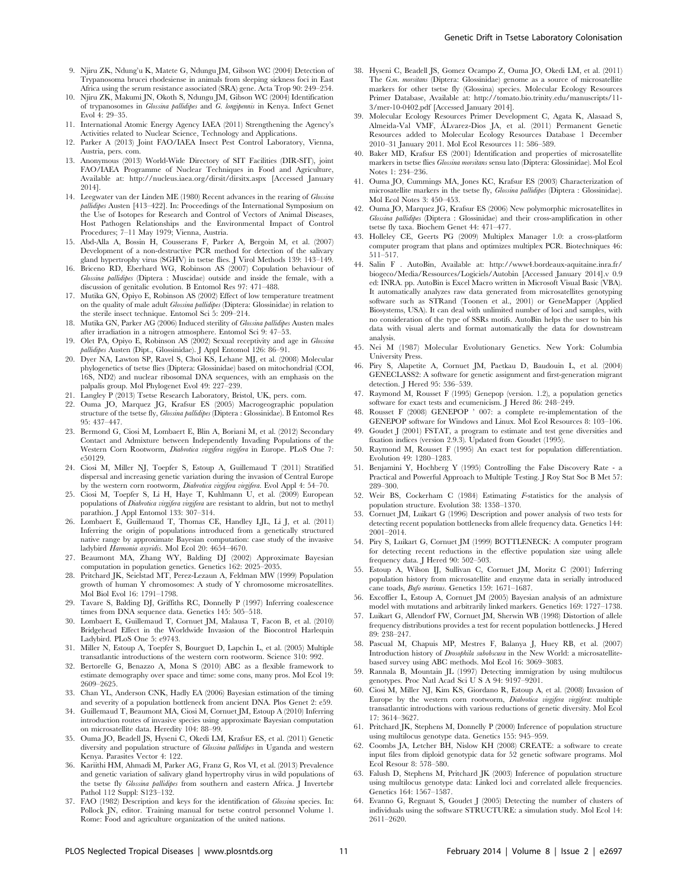9. Njiru ZK, Ndung'u K, Matete G, Ndungu JM, Gibson WC (2004) Detection of Trypanosoma brucei rhodesiense in animals from sleeping sickness foci in East Africa using the serum resistance associated (SRA) gene. Acta Trop 90: 249–254.
10. Njiru ZK, Makumi JN, Okoth S, Ndungu JM, Gibson WC (2004) Identification of trypanosomes in *Glossina pallidipes* and *G. longipennis* in Kenya. Infect Genet Evol 4: 29–35.
11. International Atomic Energy Agency IAEA (2011) Strengthening the Agency's Activities related to Nuclear Science, Technology and Applications.
12. Parker A (2013) Joint FAO/IAEA Insect Pest Control Laboratory, Vienna, Austria, pers. com.
13. Anonymous (2013) World-Wide Directory of SIT Facilities (DIR-SIT), joint FAO/IAEA Programme of Nuclear Techniques in Food and Agriculture, Available at: http://nucleus.iaea.org/dirsit/dirsitx.aspx [Accessed January 2014].
14. Leegwater van der Linden ME (1980) Recent advances in the rearing of *Glossina pallidipes* Austen [413–422]. In: Proceedings of the International Symposium on the Use of Isotopes for Research and Control of Vectors of Animal Diseases, Host Pathogen Relationships and the Environmental Impact of Control Procedures; 7–11 May 1979; Vienna, Austria.
15. Abd-Alla A, Bossin H, Cousserans F, Parker A, Bergoin M, et al. (2007) Development of a non-destructive PCR method for detection of the salivary gland hypertrophy virus (SGHV) in tsetse flies. J Virol Methods 139: 143–149.
16. Briceno RD, Eberhard WG, Robinson AS (2007) Copulation behaviour of *Glossina pallidipes* (Diptera : Muscidae) outside and inside the female, with a discussion of genitalic evolution. B Entomol Res 97: 471–488.
17. Mutika GN, Opiyo E, Robinson AS (2002) Effect of low temperature treatment on the quality of male adult *Glossina pallidipes* (Diptera: Glossinidae) in relation to the sterile insect technique. Entomol Sci 5: 209–214.
18. Mutika GN, Parker AG (2006) Induced sterility of *Glossina pallidipes* Austen males after irradiation in a nitrogen atmosphere. Entomol Sci 9: 47–53.
19. Olet PA, Opiyo E, Robinson AS (2002) Sexual receptivity and age in *Glossina pallidipes* Austen (Dipt., Glossinidae). J Appl Entomol 126: 86–91.
20. Dyer NA, Lawton SP, Ravel S, Choi KS, Lehane MJ, et al. (2008) Molecular phylogenetics of tsetse flies (Diptera: Glossinidae) based on mitochondrial (COI, 16S, ND2) and nuclear ribosomal DNA sequences, with an emphasis on the palpalis group. Mol Phylogenet Evol 49: 227–239.
21. Langley P (2013) Tsetse Research Laboratory, Bristol, UK, pers. com.
22. Ouma JO, Marquez JG, Krafsur ES (2005) Macrogeographic population structure of the tsetse fly, *Glossina pallidipes* (Diptera : Glossinidae). B Entomol Res 95: 437–447.
23. Bermond G, Ciosi M, Lombaert E, Blin A, Boriani M, et al. (2012) Secondary Contact and Admixture between Independently Invading Populations of the Western Corn Rootworm, *Diabrotica virgifera virgifera* in Europe. PLoS One 7: e50129.
24. Ciosi M, Miller NJ, Toepfer S, Estoup A, Guillemaud T (2011) Stratified dispersal and increasing genetic variation during the invasion of Central Europe by the western corn rootworm, *Diabrotica virgifera virgifera*. Evol Appl 4: 54–70.
25. Ciosi M, Toepfer S, Li H, Haye T, Kuhlmann U, et al. (2009) European populations of *Diabrotica virgifera virgifera* are resistant to aldrin, but not to methyl parathion. J Appl Entomol 133: 307–314.
26. Lombaert E, Guillemaud T, Thomas CE, Handley LJL, Li J, et al. (2011) Inferring the origin of populations introduced from a genetically structured native range by approximate Bayesian computation: case study of the invasive ladybird *Harmonia axyridis*. Mol Ecol 20: 4654–4670.
27. Beaumont MA, Zhang WY, Balding DJ (2002) Approximate Bayesian computation in population genetics. Genetics 162: 2025–2035.
28. Pritchard JK, Seielstad MT, Perez-Lezaun A, Feldman MW (1999) Population growth of human Y chromosomes: A study of Y chromosome microsatellites. Mol Biol Evol 16: 1791–1798.
29. Tavare S, Balding DJ, Griffiths RC, Donnelly P (1997) Inferring coalescence times from DNA sequence data. Genetics 145: 505–518.
30. Lombaert E, Guillemaud T, Cornuet JM, Malausa T, Facon B, et al. (2010) Bridgehead Effect in the Worldwide Invasion of the Biocontrol Harlequin Ladybird. PLoS One 5: e9743.
31. Miller N, Estoup A, Toepfer S, Bourguet D, Lapchin L, et al. (2005) Multiple transatlantic introductions of the western corn rootworm. Science 310: 992.
32. Bertorelle G, Benazzo A, Mona S (2010) ABC as a flexible framework to estimate demography over space and time: some cons, many pros. Mol Ecol 19: 2609–2625.
33. Chan YL, Anderson CNK, Hadly EA (2006) Bayesian estimation of the timing and severity of a population bottleneck from ancient DNA. Plos Genet 2: e59.
34. Guillemaud T, Beaumont MA, Ciosi M, Cornuet JM, Estoup A (2010) Inferring introduction routes of invasive species using approximate Bayesian computation on microsatellite data. Heredity 104: 88–99.
35. Ouma JO, Beadell JS, Hyseni C, Okedi LM, Krafsur ES, et al. (2011) Genetic diversity and population structure of *Glossina pallidipes* in Uganda and western Kenya. Parasites Vector 4: 122.
36. Kariithi HM, Ahmadi M, Parker AG, Franz G, Ros VI, et al. (2013) Prevalence and genetic variation of salivary gland hypertrophy virus in wild populations of the tsetse fly *Glossina pallidipes* from southern and eastern Africa. J Invertebr Pathol 112 Suppl: S123–132.
37. FAO (1982) Description and keys for the identification of *Glossina* species. In: Pollock JN, editor. Training manual for tsetse control personnel Volume 1. Rome: Food and agriculture organization of the united nations.
38. Hyseni C, Beadell JS, Gomez Ocampo Z, Ouma JO, Okedi LM, et al. (2011) The *G.m. morsitans* (Diptera: Glossinidae) genome as a source of microsatellite markers for other tsetse fly (Glossina) species. Molecular Ecology Resources Primer Database, Available at: http://tomato.bio.trinity.edu/manuscripts/11-3/mer-10-0402.pdf [Accessed January 2014].
39. Molecular Ecology Resources Primer Development C, Agata K, Alasaad S, Almeida-Val VMF, ÁLvarez-Dios JA, et al. (2011) Permanent Genetic Resources added to Molecular Ecology Resources Database 1 December 2010–31 January 2011. Mol Ecol Resources 11: 586–589.
40. Baker MD, Krafsur ES (2001) Identification and properties of microsatellite markers in tsetse flies *Glossina morsitans* sensu lato (Diptera: Glossinidae). Mol Ecol Notes 1: 234–236.
41. Ouma JO, Cummings MA, Jones KC, Krafsur ES (2003) Characterization of microsatellite markers in the tsetse fly, *Glossina pallidipes* (Diptera : Glossinidae). Mol Ecol Notes 3: 450–453.
42. Ouma JO, Marquez JG, Krafsur ES (2006) New polymorphic microsatellites in *Glossina pallidipes* (Diptera : Glossinidae) and their cross-amplification in other tsetse fly taxa. Biochem Genet 44: 471–477.
43. Holleley CE, Geerts PG (2009) Multiplex Manager 1.0: a cross-platform computer program that plans and optimizes multiplex PCR. Biotechniques 46: 511–517.
44. Salin F . AutoBin, Available at: http://www4.bordeaux-aquitaine.inra.fr/biogeco/Media/Ressources/Logiciels/Autobin [Accessed January 2014].v 0.9 ed: INRA. pp. AutoBin is Excel Macro written in Microsoft Visual Basic (VBA). It automatically analyzes raw data generated from microsatellites genotyping software such as STRand (Toonen et al., 2001) or GeneMapper (Applied Biosystems, USA). It can deal with unlimited number of loci and samples, with no consideration of the type of SSRs motifs. AutoBin helps the user to bin his data with visual alerts and format automatically the data for downstream analysis.
45. Nei M (1987) Molecular Evolutionary Genetics. New York: Columbia University Press.
46. Piry S, Alapetite A, Cornuet JM, Paetkau D, Baudouin L, et al. (2004) GENECLASS2: A software for genetic assignment and first-generation migrant detection. J Hered 95: 536–539.
47. Raymond M, Rousset F (1995) Genepop (version. 1.2), a population genetics software for exact tests and ecumenicism. J Hered 86: 248–249.
48. Rousset F (2008) GENEPOP ' 007: a complete re-implementation of the GENEPOP software for Windows and Linux. Mol Ecol Resources 8: 103–106.
49. Goudet J (2001) FSTAT, a program to estimate and test gene diversities and fixation indices (version 2.9.3). Updated from Goudet (1995).
50. Raymond M, Rousset F (1995) An exact test for population differentiation. Evolution 49: 1280–1283.
51. Benjamini Y, Hochberg Y (1995) Controlling the False Discovery Rate - a Practical and Powerful Approach to Multiple Testing. J Roy Stat Soc B Met 57: 289–300.
52. Weir BS, Cockerham C (1984) Estimating *F*-statistics for the analysis of population structure. Evolution 38: 1358–1370.
53. Cornuet JM, Luikart G (1996) Description and power analysis of two tests for detecting recent population bottlenecks from allele frequency data. Genetics 144: 2001–2014.
54. Piry S, Luikart G, Cornuet JM (1999) BOTTLENECK: A computer program for detecting recent reductions in the effective population size using allele frequency data. J Hered 90: 502–503.
55. Estoup A, Wilson IJ, Sullivan C, Cornuet JM, Moritz C (2001) Inferring population history from microsatellite and enzyme data in serially introduced cane toads, *Bufo marinus*. Genetics 159: 1671–1687.
56. Excoffier L, Estoup A, Cornuet JM (2005) Bayesian analysis of an admixture model with mutations and arbitrarily linked markers. Genetics 169: 1727–1738.
57. Luikart G, Allendorf FW, Cornuet JM, Sherwin WB (1998) Distortion of allele frequency distributions provides a test for recent population bottlenecks. J Hered 89: 238–247.
58. Pascual M, Chapuis MP, Mestres F, Balanya J, Huey RB, et al. (2007) Introduction history of *Drosophila subobscura* in the New World: a microsatellite-based survey using ABC methods. Mol Ecol 16: 3069–3083.
59. Rannala B, Mountain JL (1997) Detecting immigration by using multilocus genotypes. Proc Natl Acad Sci U S A 94: 9197–9201.
60. Ciosi M, Miller NJ, Kim KS, Giordano R, Estoup A, et al. (2008) Invasion of Europe by the western corn rootworm, *Diabrotica virgifera virgifera*: multiple transatlantic introductions with various reductions of genetic diversity. Mol Ecol 17: 3614–3627.
61. Pritchard JK, Stephens M, Donnelly P (2000) Inference of population structure using multilocus genotype data. Genetics 155: 945–959.
62. Coombs JA, Letcher BH, Nislow KH (2008) CREATE: a software to create input files from diploid genotypic data for 52 genetic software programs. Mol Ecol Resour 8: 578–580.
63. Falush D, Stephens M, Pritchard JK (2003) Inference of population structure using multilocus genotype data: Linked loci and correlated allele frequencies. Genetics 164: 1567–1587.
64. Evanno G, Regnaut S, Goudet J (2005) Detecting the number of clusters of individuals using the software STRUCTURE: a simulation study. Mol Ecol 14: 2611–2620.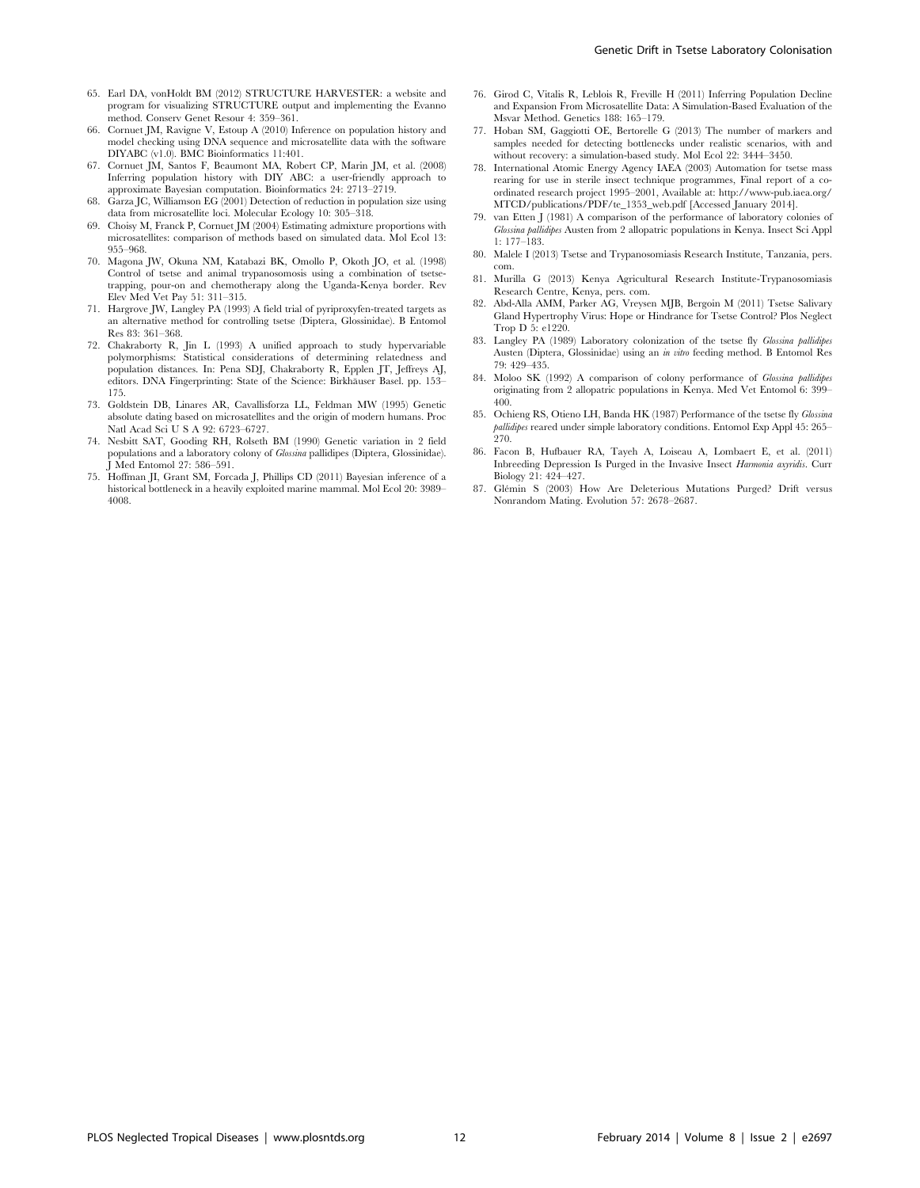65. Earl DA, vonHoldt BM (2012) STRUCTURE HARVESTER: a website and program for visualizing STRUCTURE output and implementing the Evanno method. Conserv Genet Resour 4: 359–361.
66. Cornuet JM, Ravigne V, Estoup A (2010) Inference on population history and model checking using DNA sequence and microsatellite data with the software DIYABC (v1.0). BMC Bioinformatics 11:401.
67. Cornuet JM, Santos F, Beaumont MA, Robert CP, Marin JM, et al. (2008) Inferring population history with DIY ABC: a user-friendly approach to approximate Bayesian computation. Bioinformatics 24: 2713–2719.
68. Garza JC, Williamson EG (2001) Detection of reduction in population size using data from microsatellite loci. Molecular Ecology 10: 305–318.
69. Choisy M, Franck P, Cornuet JM (2004) Estimating admixture proportions with microsatellites: comparison of methods based on simulated data. Mol Ecol 13: 955–968.
70. Magona JW, Okuna NM, Katabazi BK, Omollo P, Okoth JO, et al. (1998) Control of tsetse and animal trypanosomosis using a combination of tsetse-trapping, pour-on and chemotherapy along the Uganda-Kenya border. Rev Elev Med Vet Pay 51: 311–315.
71. Hargrove JW, Langley PA (1993) A field trial of pyriproxyfen-treated targets as an alternative method for controlling tsetse (Diptera, Glossinidae). B Entomol Res 83: 361–368.
72. Chakraborty R, Jin L (1993) A unified approach to study hypervariable polymorphisms: Statistical considerations of determining relatedness and population distances. In: Pena SDJ, Chakraborty R, Epplen JT, Jeffreys AJ, editors. DNA Fingerprinting: State of the Science: Birkhäuser Basel. pp. 153–175.
73. Goldstein DB, Linares AR, Cavallisforza LL, Feldman MW (1995) Genetic absolute dating based on microsatellites and the origin of modern humans. Proc Natl Acad Sci U S A 92: 6723–6727.
74. Nesbitt SAT, Gooding RH, Rolseth BM (1990) Genetic variation in 2 field populations and a laboratory colony of *Glossina* pallidipes (Diptera, Glossinidae). J Med Entomol 27: 586–591.
75. Hoffman JI, Grant SM, Forcada J, Phillips CD (2011) Bayesian inference of a historical bottleneck in a heavily exploited marine mammal. Mol Ecol 20: 3989–4008.
76. Girod C, Vitalis R, Leblois R, Freville H (2011) Inferring Population Decline and Expansion From Microsatellite Data: A Simulation-Based Evaluation of the Msvar Method. Genetics 188: 165–179.
77. Hoban SM, Gaggiotti OE, Bertorelle G (2013) The number of markers and samples needed for detecting bottlenecks under realistic scenarios, with and without recovery: a simulation-based study. Mol Ecol 22: 3444–3450.
78. International Atomic Energy Agency IAEA (2003) Automation for tsetse mass rearing for use in sterile insect technique programmes, Final report of a co-ordinated research project 1995–2001, Available at: http://www-pub.iaea.org/MTCD/publications/PDF/te_1353_web.pdf [Accessed January 2014].
79. van Etten J (1981) A comparison of the performance of laboratory colonies of *Glossina pallidipes* Austen from 2 allopatric populations in Kenya. Insect Sci Appl 1: 177–183.
80. Malele I (2013) Tsetse and Trypanosomiasis Research Institute, Tanzania, pers. com.
81. Murilla G (2013) Kenya Agricultural Research Institute-Trypanosomiasis Research Centre, Kenya, pers. com.
82. Abd-Alla AMM, Parker AG, Vreysen MJB, Bergoin M (2011) Tsetse Salivary Gland Hypertrophy Virus: Hope or Hindrance for Tsetse Control? Plos Neglect Trop D 5: e1220.
83. Langley PA (1989) Laboratory colonization of the tsetse fly *Glossina pallidipes* Austen (Diptera, Glossinidae) using an *in vitro* feeding method. B Entomol Res 79: 429–435.
84. Moloo SK (1992) A comparison of colony performance of *Glossina pallidipes* originating from 2 allopatric populations in Kenya. Med Vet Entomol 6: 399–400.
85. Ochieng RS, Otieno LH, Banda HK (1987) Performance of the tsetse fly *Glossina pallidipes* reared under simple laboratory conditions. Entomol Exp Appl 45: 265–270.
86. Facon B, Hufbauer RA, Tayeh A, Loiseau A, Lombaert E, et al. (2011) Inbreeding Depression Is Purged in the Invasive Insect *Harmonia axyridis*. Curr Biology 21: 424–427.
87. Glémin S (2003) How Are Deleterious Mutations Purged? Drift versus Nonrandom Mating. Evolution 57: 2678–2687.